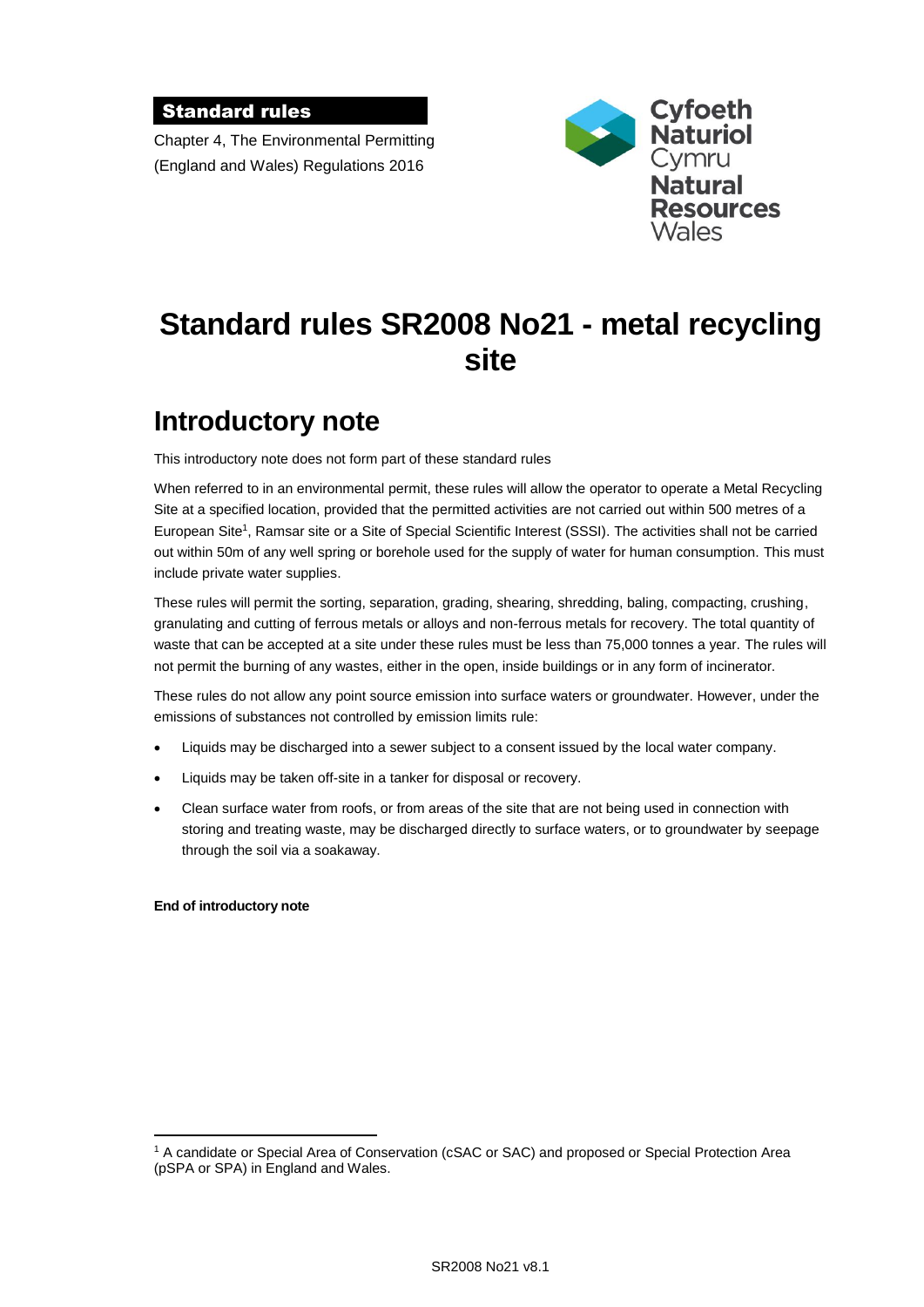**Standard rules**

Chapter 4, The Environmental Permitting (England and Wales) Regulations 2016

Cyfoeth Naturiol Cymru
Natural Resources Wales

# Standard rules SR2008 No21 - metal recycling site

## Introductory note

This introductory note does not form part of these standard rules

When referred to in an environmental permit, these rules will allow the operator to operate a Metal Recycling Site at a specified location, provided that the permitted activities are not carried out within 500 metres of a European Site[1], Ramsar site or a Site of Special Scientific Interest (SSSI). The activities shall not be carried out within 50m of any well spring or borehole used for the supply of water for human consumption. This must include private water supplies.

These rules will permit the sorting, separation, grading, shearing, shredding, baling, compacting, crushing, granulating and cutting of ferrous metals or alloys and non-ferrous metals for recovery. The total quantity of waste that can be accepted at a site under these rules must be less than 75,000 tonnes a year. The rules will not permit the burning of any wastes, either in the open, inside buildings or in any form of incinerator.

These rules do not allow any point source emission into surface waters or groundwater. However, under the emissions of substances not controlled by emission limits rule:

- Liquids may be discharged into a sewer subject to a consent issued by the local water company.
- Liquids may be taken off-site in a tanker for disposal or recovery.
- Clean surface water from roofs, or from areas of the site that are not being used in connection with storing and treating waste, may be discharged directly to surface waters, or to groundwater by seepage through the soil via a soakaway.

**End of introductory note**

[1] A candidate or Special Area of Conservation (cSAC or SAC) and proposed or Special Protection Area (pSPA or SPA) in England and Wales.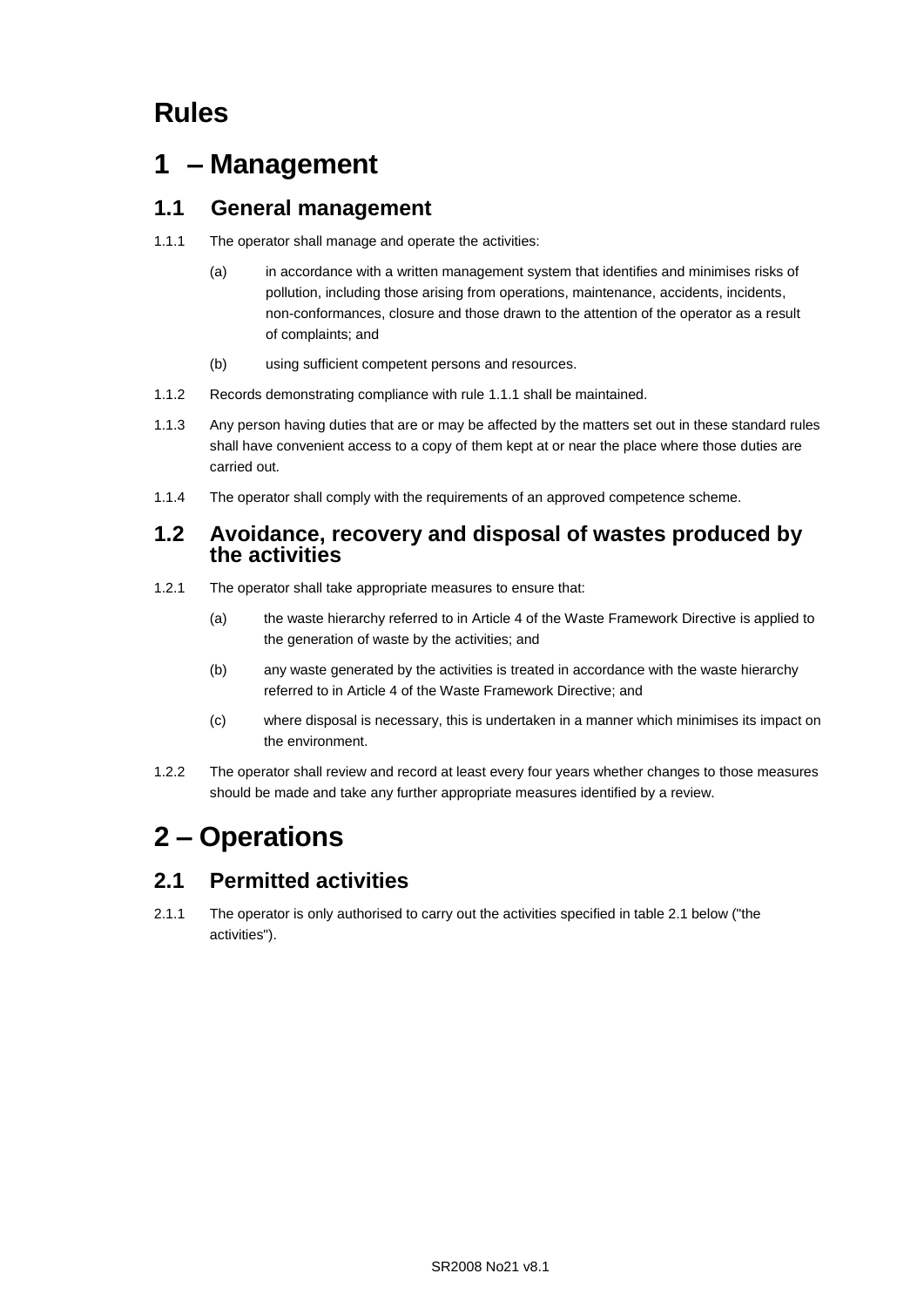# Rules

# 1 – Management

## 1.1 General management

1.1.1 The operator shall manage and operate the activities:

(a) in accordance with a written management system that identifies and minimises risks of pollution, including those arising from operations, maintenance, accidents, incidents, non-conformances, closure and those drawn to the attention of the operator as a result of complaints; and

(b) using sufficient competent persons and resources.

1.1.2 Records demonstrating compliance with rule 1.1.1 shall be maintained.

1.1.3 Any person having duties that are or may be affected by the matters set out in these standard rules shall have convenient access to a copy of them kept at or near the place where those duties are carried out.

1.1.4 The operator shall comply with the requirements of an approved competence scheme.

## 1.2 Avoidance, recovery and disposal of wastes produced by the activities

1.2.1 The operator shall take appropriate measures to ensure that:

(a) the waste hierarchy referred to in Article 4 of the Waste Framework Directive is applied to the generation of waste by the activities; and

(b) any waste generated by the activities is treated in accordance with the waste hierarchy referred to in Article 4 of the Waste Framework Directive; and

(c) where disposal is necessary, this is undertaken in a manner which minimises its impact on the environment.

1.2.2 The operator shall review and record at least every four years whether changes to those measures should be made and take any further appropriate measures identified by a review.

# 2 – Operations

## 2.1 Permitted activities

2.1.1 The operator is only authorised to carry out the activities specified in table 2.1 below ("the activities").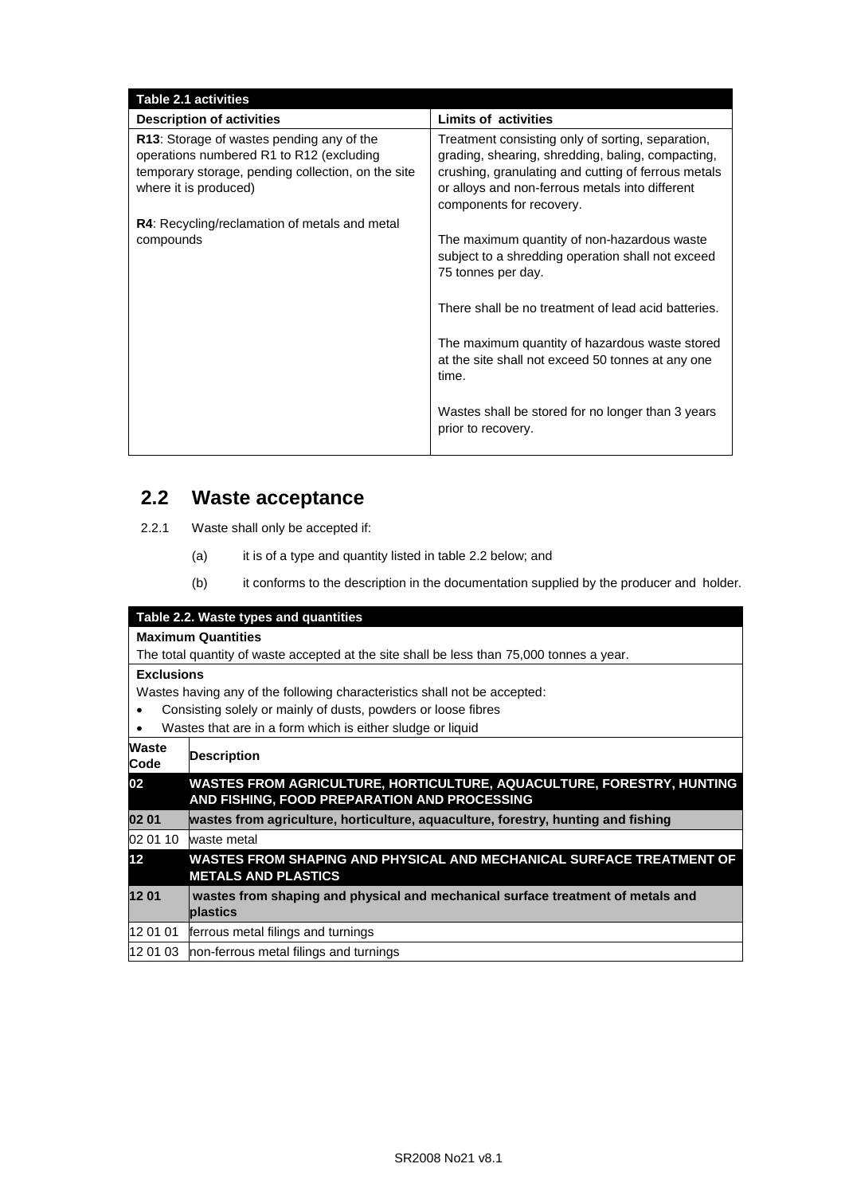| Table 2.1 activities | |
|---|---|
| **Description of activities** | **Limits of activities** |
| **R13**: Storage of wastes pending any of the operations numbered R1 to R12 (excluding temporary storage, pending collection, on the site where it is produced)<br><br>**R4**: Recycling/reclamation of metals and metal compounds | Treatment consisting only of sorting, separation, grading, shearing, shredding, baling, compacting, crushing, granulating and cutting of ferrous metals or alloys and non-ferrous metals into different components for recovery.<br><br>The maximum quantity of non-hazardous waste subject to a shredding operation shall not exceed 75 tonnes per day.<br><br>There shall be no treatment of lead acid batteries.<br><br>The maximum quantity of hazardous waste stored at the site shall not exceed 50 tonnes at any one time.<br><br>Wastes shall be stored for no longer than 3 years prior to recovery. |

## 2.2 Waste acceptance

2.2.1 Waste shall only be accepted if:

(a) it is of a type and quantity listed in table 2.2 below; and

(b) it conforms to the description in the documentation supplied by the producer and holder.

| Table 2.2. Waste types and quantities | |
|---|---|
| **Maximum Quantities**<br>The total quantity of waste accepted at the site shall be less than 75,000 tonnes a year. | |
| **Exclusions**<br>Wastes having any of the following characteristics shall not be accepted:<br>• Consisting solely or mainly of dusts, powders or loose fibres<br>• Wastes that are in a form which is either sludge or liquid | |
| **Waste Code** | **Description** |
| **02** | **WASTES FROM AGRICULTURE, HORTICULTURE, AQUACULTURE, FORESTRY, HUNTING AND FISHING, FOOD PREPARATION AND PROCESSING** |
| **02 01** | **wastes from agriculture, horticulture, aquaculture, forestry, hunting and fishing** |
| 02 01 10 | waste metal |
| **12** | **WASTES FROM SHAPING AND PHYSICAL AND MECHANICAL SURFACE TREATMENT OF METALS AND PLASTICS** |
| **12 01** | **wastes from shaping and physical and mechanical surface treatment of metals and plastics** |
| 12 01 01 | ferrous metal filings and turnings |
| 12 01 03 | non-ferrous metal filings and turnings |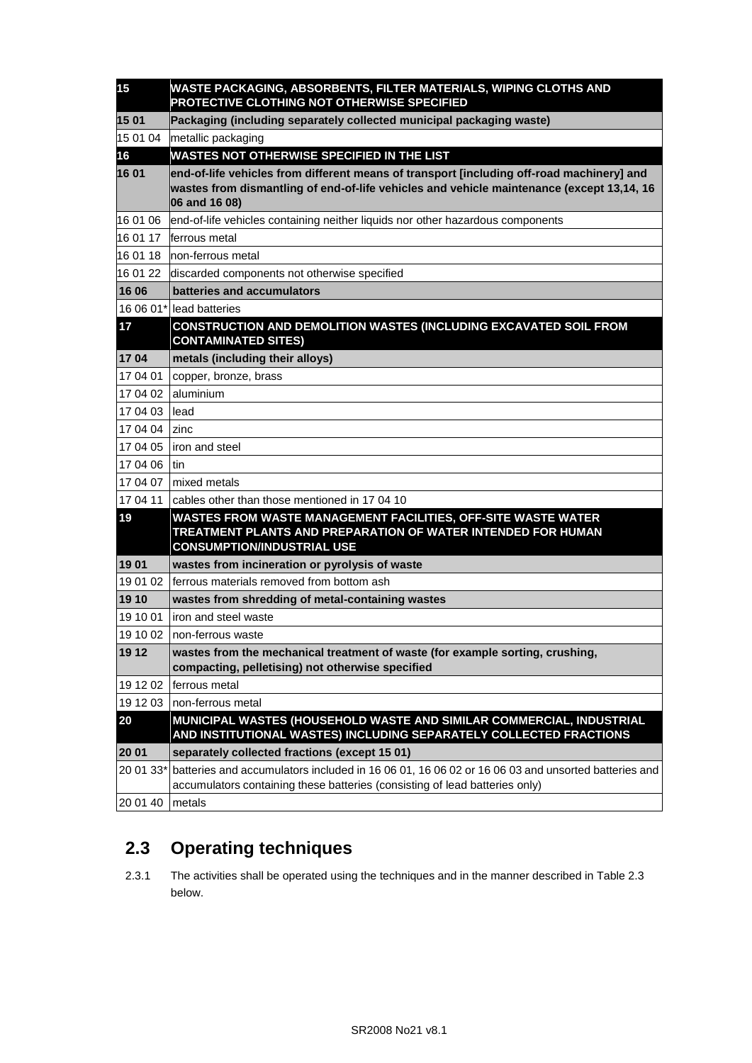| | |
|---|---|
| **15** | **WASTE PACKAGING, ABSORBENTS, FILTER MATERIALS, WIPING CLOTHS AND PROTECTIVE CLOTHING NOT OTHERWISE SPECIFIED** |
| **15 01** | **Packaging (including separately collected municipal packaging waste)** |
| 15 01 04 | metallic packaging |
| **16** | **WASTES NOT OTHERWISE SPECIFIED IN THE LIST** |
| **16 01** | **end-of-life vehicles from different means of transport [including off-road machinery] and wastes from dismantling of end-of-life vehicles and vehicle maintenance (except 13,14, 16 06 and 16 08)** |
| 16 01 06 | end-of-life vehicles containing neither liquids nor other hazardous components |
| 16 01 17 | ferrous metal |
| 16 01 18 | non-ferrous metal |
| 16 01 22 | discarded components not otherwise specified |
| **16 06** | **batteries and accumulators** |
| 16 06 01* | lead batteries |
| **17** | **CONSTRUCTION AND DEMOLITION WASTES (INCLUDING EXCAVATED SOIL FROM CONTAMINATED SITES)** |
| **17 04** | **metals (including their alloys)** |
| 17 04 01 | copper, bronze, brass |
| 17 04 02 | aluminium |
| 17 04 03 | lead |
| 17 04 04 | zinc |
| 17 04 05 | iron and steel |
| 17 04 06 | tin |
| 17 04 07 | mixed metals |
| 17 04 11 | cables other than those mentioned in 17 04 10 |
| **19** | **WASTES FROM WASTE MANAGEMENT FACILITIES, OFF-SITE WASTE WATER TREATMENT PLANTS AND PREPARATION OF WATER INTENDED FOR HUMAN CONSUMPTION/INDUSTRIAL USE** |
| **19 01** | **wastes from incineration or pyrolysis of waste** |
| 19 01 02 | ferrous materials removed from bottom ash |
| **19 10** | **wastes from shredding of metal-containing wastes** |
| 19 10 01 | iron and steel waste |
| 19 10 02 | non-ferrous waste |
| **19 12** | **wastes from the mechanical treatment of waste (for example sorting, crushing, compacting, pelletising) not otherwise specified** |
| 19 12 02 | ferrous metal |
| 19 12 03 | non-ferrous metal |
| **20** | **MUNICIPAL WASTES (HOUSEHOLD WASTE AND SIMILAR COMMERCIAL, INDUSTRIAL AND INSTITUTIONAL WASTES) INCLUDING SEPARATELY COLLECTED FRACTIONS** |
| **20 01** | **separately collected fractions (except 15 01)** |
| 20 01 33* | batteries and accumulators included in 16 06 01, 16 06 02 or 16 06 03 and unsorted batteries and accumulators containing these batteries (consisting of lead batteries only) |
| 20 01 40 | metals |

## 2.3 Operating techniques

2.3.1 The activities shall be operated using the techniques and in the manner described in Table 2.3 below.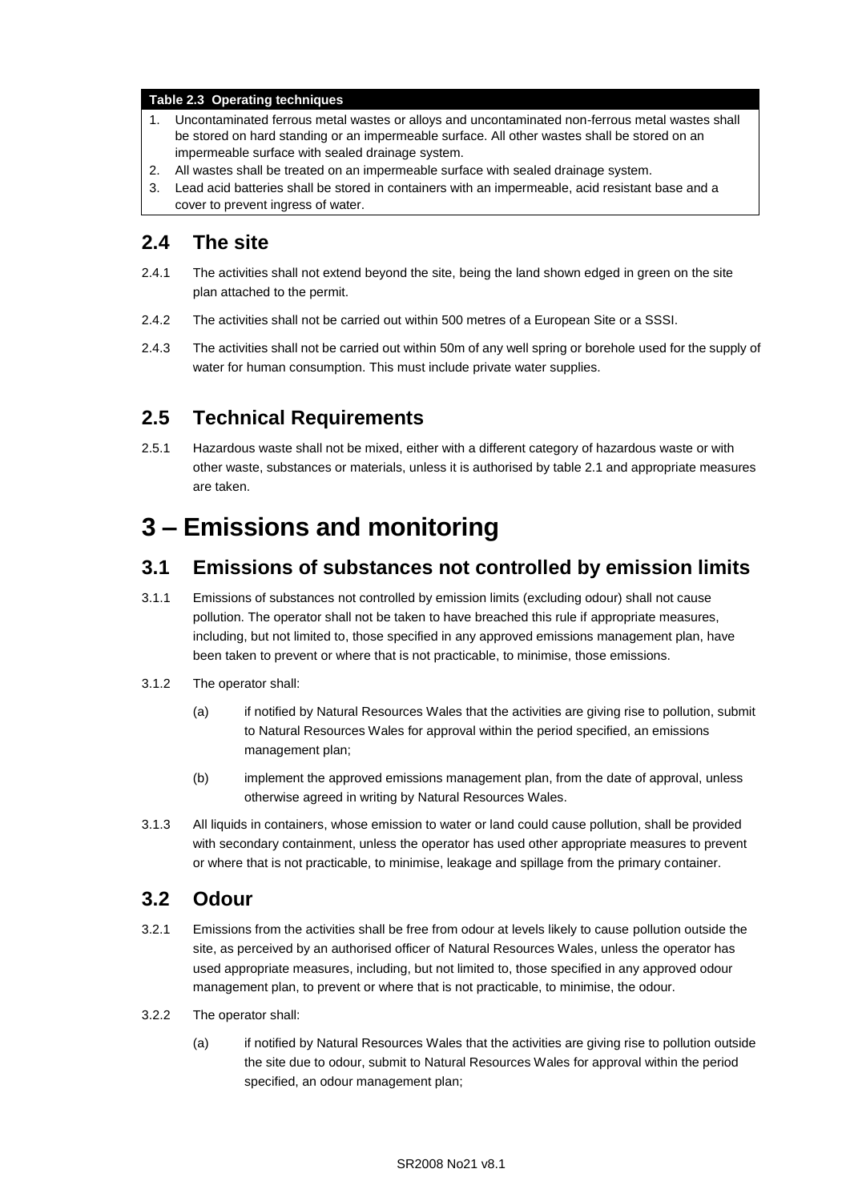| Table 2.3 Operating techniques |
|---|
| 1. Uncontaminated ferrous metal wastes or alloys and uncontaminated non-ferrous metal wastes shall be stored on hard standing or an impermeable surface. All other wastes shall be stored on an impermeable surface with sealed drainage system. |
| 2. All wastes shall be treated on an impermeable surface with sealed drainage system. |
| 3. Lead acid batteries shall be stored in containers with an impermeable, acid resistant base and a cover to prevent ingress of water. |

## 2.4 The site

2.4.1 The activities shall not extend beyond the site, being the land shown edged in green on the site plan attached to the permit.

2.4.2 The activities shall not be carried out within 500 metres of a European Site or a SSSI.

2.4.3 The activities shall not be carried out within 50m of any well spring or borehole used for the supply of water for human consumption. This must include private water supplies.

## 2.5 Technical Requirements

2.5.1 Hazardous waste shall not be mixed, either with a different category of hazardous waste or with other waste, substances or materials, unless it is authorised by table 2.1 and appropriate measures are taken.

# 3 – Emissions and monitoring

## 3.1 Emissions of substances not controlled by emission limits

3.1.1 Emissions of substances not controlled by emission limits (excluding odour) shall not cause pollution. The operator shall not be taken to have breached this rule if appropriate measures, including, but not limited to, those specified in any approved emissions management plan, have been taken to prevent or where that is not practicable, to minimise, those emissions.

3.1.2 The operator shall:

(a) if notified by Natural Resources Wales that the activities are giving rise to pollution, submit to Natural Resources Wales for approval within the period specified, an emissions management plan;

(b) implement the approved emissions management plan, from the date of approval, unless otherwise agreed in writing by Natural Resources Wales.

3.1.3 All liquids in containers, whose emission to water or land could cause pollution, shall be provided with secondary containment, unless the operator has used other appropriate measures to prevent or where that is not practicable, to minimise, leakage and spillage from the primary container.

## 3.2 Odour

3.2.1 Emissions from the activities shall be free from odour at levels likely to cause pollution outside the site, as perceived by an authorised officer of Natural Resources Wales, unless the operator has used appropriate measures, including, but not limited to, those specified in any approved odour management plan, to prevent or where that is not practicable, to minimise, the odour.

3.2.2 The operator shall:

(a) if notified by Natural Resources Wales that the activities are giving rise to pollution outside the site due to odour, submit to Natural Resources Wales for approval within the period specified, an odour management plan;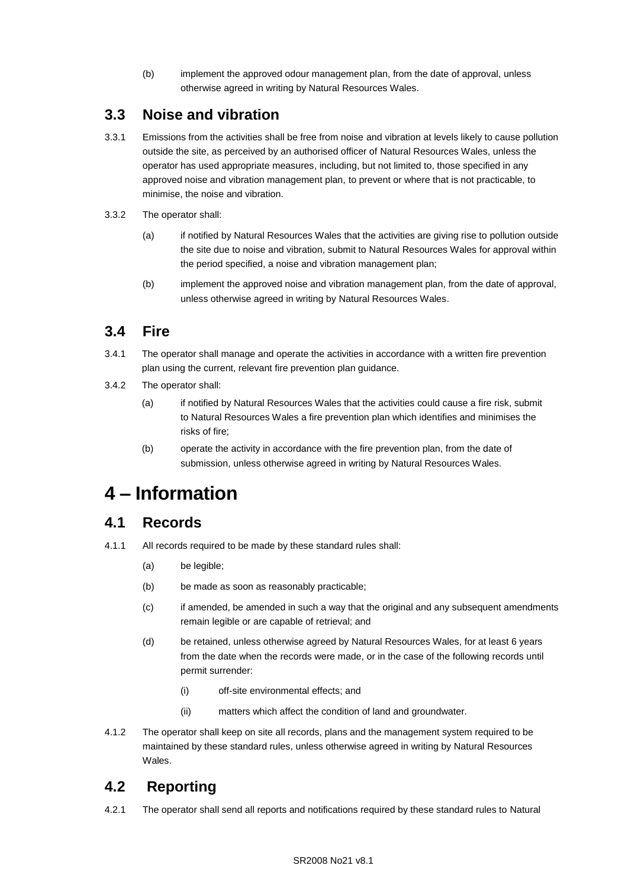(b) implement the approved odour management plan, from the date of approval, unless otherwise agreed in writing by Natural Resources Wales.

## 3.3 Noise and vibration

3.3.1 Emissions from the activities shall be free from noise and vibration at levels likely to cause pollution outside the site, as perceived by an authorised officer of Natural Resources Wales, unless the operator has used appropriate measures, including, but not limited to, those specified in any approved noise and vibration management plan, to prevent or where that is not practicable, to minimise, the noise and vibration.

3.3.2 The operator shall:

- (a) if notified by Natural Resources Wales that the activities are giving rise to pollution outside the site due to noise and vibration, submit to Natural Resources Wales for approval within the period specified, a noise and vibration management plan;
- (b) implement the approved noise and vibration management plan, from the date of approval, unless otherwise agreed in writing by Natural Resources Wales.

## 3.4 Fire

3.4.1 The operator shall manage and operate the activities in accordance with a written fire prevention plan using the current, relevant fire prevention plan guidance.

3.4.2 The operator shall:

- (a) if notified by Natural Resources Wales that the activities could cause a fire risk, submit to Natural Resources Wales a fire prevention plan which identifies and minimises the risks of fire;
- (b) operate the activity in accordance with the fire prevention plan, from the date of submission, unless otherwise agreed in writing by Natural Resources Wales.

# 4 – Information

## 4.1 Records

4.1.1 All records required to be made by these standard rules shall:

- (a) be legible;
- (b) be made as soon as reasonably practicable;
- (c) if amended, be amended in such a way that the original and any subsequent amendments remain legible or are capable of retrieval; and
- (d) be retained, unless otherwise agreed by Natural Resources Wales, for at least 6 years from the date when the records were made, or in the case of the following records until permit surrender:
  - (i) off-site environmental effects; and
  - (ii) matters which affect the condition of land and groundwater.

4.1.2 The operator shall keep on site all records, plans and the management system required to be maintained by these standard rules, unless otherwise agreed in writing by Natural Resources Wales.

## 4.2 Reporting

4.2.1 The operator shall send all reports and notifications required by these standard rules to Natural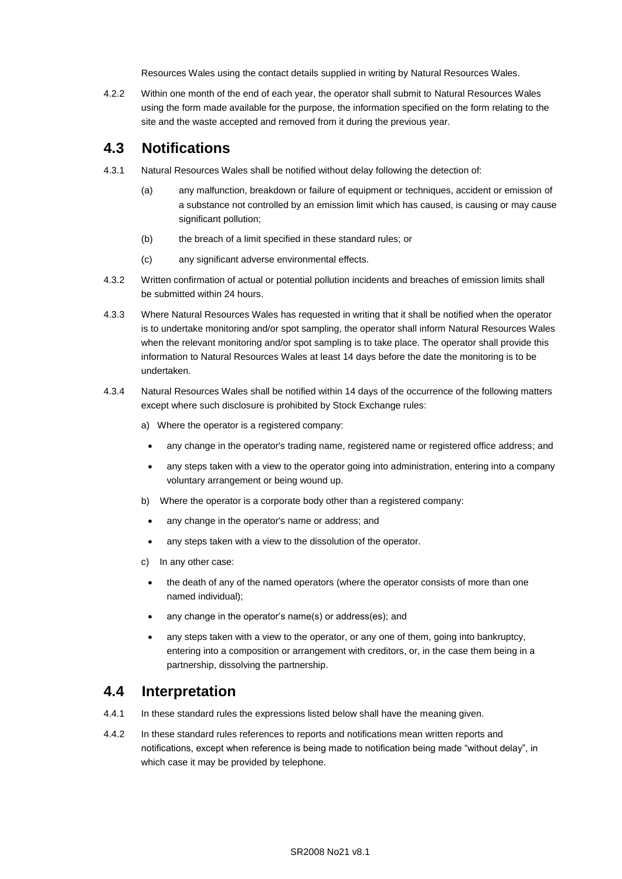Resources Wales using the contact details supplied in writing by Natural Resources Wales.

4.2.2 Within one month of the end of each year, the operator shall submit to Natural Resources Wales using the form made available for the purpose, the information specified on the form relating to the site and the waste accepted and removed from it during the previous year.

## 4.3 Notifications

4.3.1 Natural Resources Wales shall be notified without delay following the detection of:

(a) any malfunction, breakdown or failure of equipment or techniques, accident or emission of a substance not controlled by an emission limit which has caused, is causing or may cause significant pollution;

(b) the breach of a limit specified in these standard rules; or

(c) any significant adverse environmental effects.

4.3.2 Written confirmation of actual or potential pollution incidents and breaches of emission limits shall be submitted within 24 hours.

4.3.3 Where Natural Resources Wales has requested in writing that it shall be notified when the operator is to undertake monitoring and/or spot sampling, the operator shall inform Natural Resources Wales when the relevant monitoring and/or spot sampling is to take place. The operator shall provide this information to Natural Resources Wales at least 14 days before the date the monitoring is to be undertaken.

4.3.4 Natural Resources Wales shall be notified within 14 days of the occurrence of the following matters except where such disclosure is prohibited by Stock Exchange rules:

a) Where the operator is a registered company:

- any change in the operator's trading name, registered name or registered office address; and
- any steps taken with a view to the operator going into administration, entering into a company voluntary arrangement or being wound up.

b) Where the operator is a corporate body other than a registered company:

- any change in the operator's name or address; and
- any steps taken with a view to the dissolution of the operator.

c) In any other case:

- the death of any of the named operators (where the operator consists of more than one named individual);
- any change in the operator's name(s) or address(es); and
- any steps taken with a view to the operator, or any one of them, going into bankruptcy, entering into a composition or arrangement with creditors, or, in the case them being in a partnership, dissolving the partnership.

## 4.4 Interpretation

4.4.1 In these standard rules the expressions listed below shall have the meaning given.

4.4.2 In these standard rules references to reports and notifications mean written reports and notifications, except when reference is being made to notification being made "without delay", in which case it may be provided by telephone.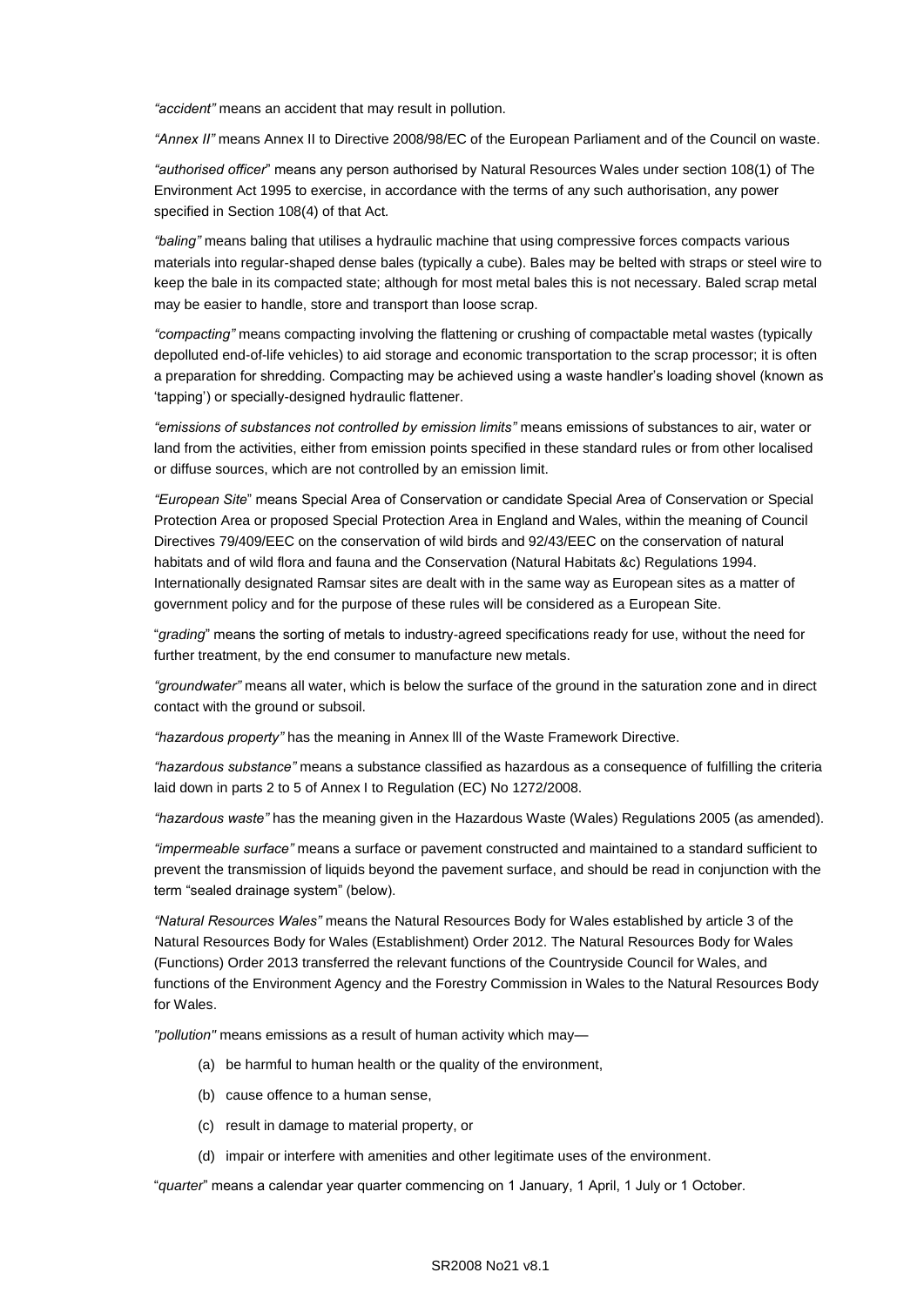*"accident"* means an accident that may result in pollution.

*"Annex II"* means Annex II to Directive 2008/98/EC of the European Parliament and of the Council on waste.

*"authorised officer*" means any person authorised by Natural Resources Wales under section 108(1) of The Environment Act 1995 to exercise, in accordance with the terms of any such authorisation, any power specified in Section 108(4) of that Act*.*

*"baling"* means baling that utilises a hydraulic machine that using compressive forces compacts various materials into regular-shaped dense bales (typically a cube). Bales may be belted with straps or steel wire to keep the bale in its compacted state; although for most metal bales this is not necessary. Baled scrap metal may be easier to handle, store and transport than loose scrap.

*"compacting"* means compacting involving the flattening or crushing of compactable metal wastes (typically depolluted end-of-life vehicles) to aid storage and economic transportation to the scrap processor; it is often a preparation for shredding. Compacting may be achieved using a waste handler's loading shovel (known as 'tapping') or specially-designed hydraulic flattener.

*"emissions of substances not controlled by emission limits"* means emissions of substances to air, water or land from the activities, either from emission points specified in these standard rules or from other localised or diffuse sources, which are not controlled by an emission limit.

*"European Site*" means Special Area of Conservation or candidate Special Area of Conservation or Special Protection Area or proposed Special Protection Area in England and Wales, within the meaning of Council Directives 79/409/EEC on the conservation of wild birds and 92/43/EEC on the conservation of natural habitats and of wild flora and fauna and the Conservation (Natural Habitats &c) Regulations 1994. Internationally designated Ramsar sites are dealt with in the same way as European sites as a matter of government policy and for the purpose of these rules will be considered as a European Site.

"*grading*" means the sorting of metals to industry-agreed specifications ready for use, without the need for further treatment, by the end consumer to manufacture new metals.

*"groundwater"* means all water, which is below the surface of the ground in the saturation zone and in direct contact with the ground or subsoil.

*"hazardous property"* has the meaning in Annex lll of the Waste Framework Directive.

*"hazardous substance"* means a substance classified as hazardous as a consequence of fulfilling the criteria laid down in parts 2 to 5 of Annex I to Regulation (EC) No 1272/2008.

*"hazardous waste"* has the meaning given in the Hazardous Waste (Wales) Regulations 2005 (as amended).

*"impermeable surface"* means a surface or pavement constructed and maintained to a standard sufficient to prevent the transmission of liquids beyond the pavement surface, and should be read in conjunction with the term "sealed drainage system" (below).

*"Natural Resources Wales"* means the Natural Resources Body for Wales established by article 3 of the Natural Resources Body for Wales (Establishment) Order 2012. The Natural Resources Body for Wales (Functions) Order 2013 transferred the relevant functions of the Countryside Council for Wales, and functions of the Environment Agency and the Forestry Commission in Wales to the Natural Resources Body for Wales.

*"pollution"* means emissions as a result of human activity which may—

- (a) be harmful to human health or the quality of the environment,
- (b) cause offence to a human sense,
- (c) result in damage to material property, or
- (d) impair or interfere with amenities and other legitimate uses of the environment.

"*quarter*" means a calendar year quarter commencing on 1 January, 1 April, 1 July or 1 October.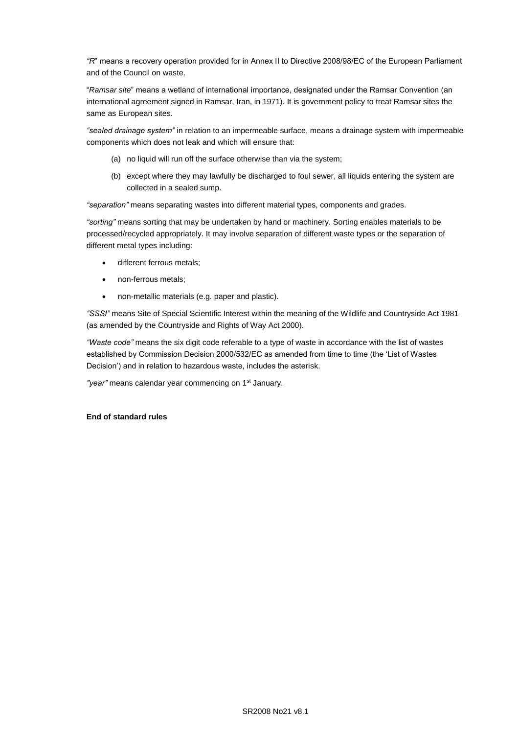*"R*" means a recovery operation provided for in Annex II to Directive 2008/98/EC of the European Parliament and of the Council on waste.

"*Ramsar site*" means a wetland of international importance, designated under the Ramsar Convention (an international agreement signed in Ramsar, Iran, in 1971). It is government policy to treat Ramsar sites the same as European sites.

*"sealed drainage system"* in relation to an impermeable surface, means a drainage system with impermeable components which does not leak and which will ensure that:

(a) no liquid will run off the surface otherwise than via the system;

(b) except where they may lawfully be discharged to foul sewer, all liquids entering the system are collected in a sealed sump.

*"separation"* means separating wastes into different material types, components and grades.

*"sorting"* means sorting that may be undertaken by hand or machinery. Sorting enables materials to be processed/recycled appropriately. It may involve separation of different waste types or the separation of different metal types including:

- different ferrous metals;
- non-ferrous metals;
- non-metallic materials (e.g. paper and plastic).

*"SSSI"* means Site of Special Scientific Interest within the meaning of the Wildlife and Countryside Act 1981 (as amended by the Countryside and Rights of Way Act 2000).

*"Waste code"* means the six digit code referable to a type of waste in accordance with the list of wastes established by Commission Decision 2000/532/EC as amended from time to time (the 'List of Wastes Decision') and in relation to hazardous waste, includes the asterisk.

*"year"* means calendar year commencing on 1st January.

**End of standard rules**